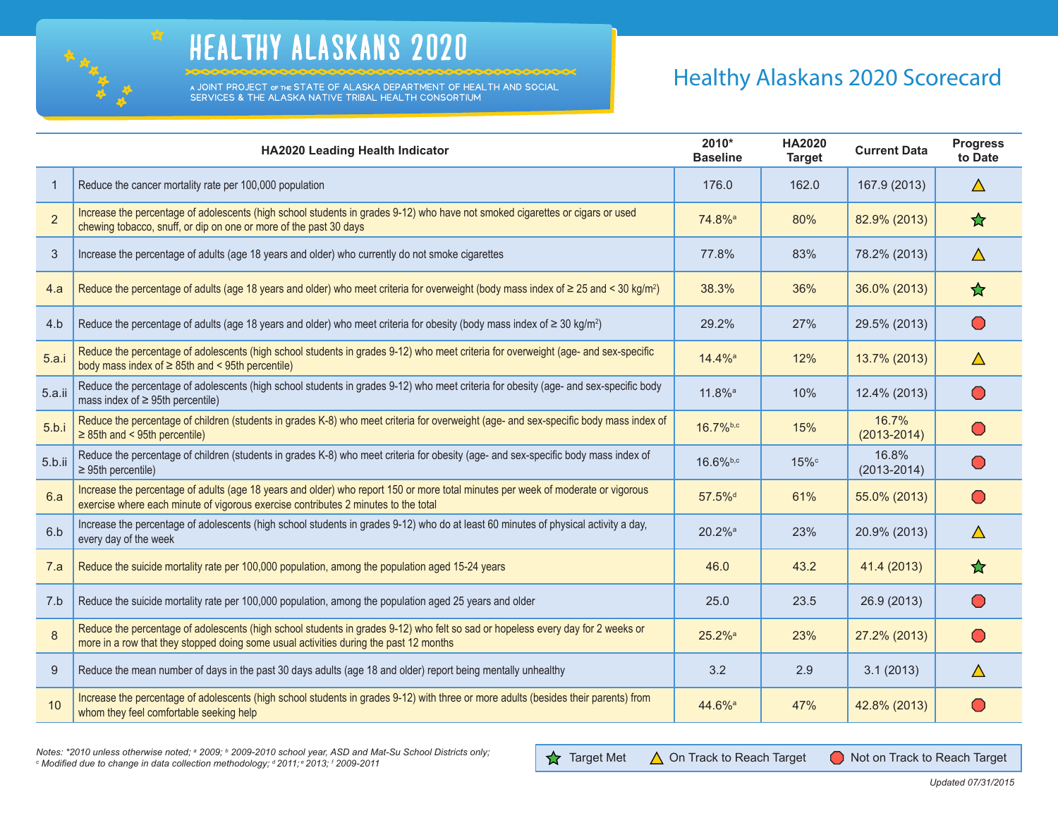# HEALTHY ALASKANS 2020

A JOINT PROJECT OF THE STATE OF ALASKA DEPARTMENT OF HEALTH AND SOCIAL SERVICES & THE ALASKA NATIVE TRIBAL HEALTH CONSORTIUM

## Healthy Alaskans 2020 Scorecard

| | HA2020 Leading Health Indicator | 2010* Baseline | HA2020 Target | Current Data | Progress to Date |
|---|---|---|---|---|---|
| 1 | Reduce the cancer mortality rate per 100,000 population | 176.0 | 162.0 | 167.9 (2013) | On Track to Reach Target |
| 2 | Increase the percentage of adolescents (high school students in grades 9-12) who have not smoked cigarettes or cigars or used chewing tobacco, snuff, or dip on one or more of the past 30 days | 74.8%[a] | 80% | 82.9% (2013) | Target Met |
| 3 | Increase the percentage of adults (age 18 years and older) who currently do not smoke cigarettes | 77.8% | 83% | 78.2% (2013) | On Track to Reach Target |
| 4.a | Reduce the percentage of adults (age 18 years and older) who meet criteria for overweight (body mass index of ≥ 25 and < 30 kg/m²) | 38.3% | 36% | 36.0% (2013) | Target Met |
| 4.b | Reduce the percentage of adults (age 18 years and older) who meet criteria for obesity (body mass index of ≥ 30 kg/m²) | 29.2% | 27% | 29.5% (2013) | Not on Track to Reach Target |
| 5.a.i | Reduce the percentage of adolescents (high school students in grades 9-12) who meet criteria for overweight (age- and sex-specific body mass index of ≥ 85th and < 95th percentile) | 14.4%[a] | 12% | 13.7% (2013) | On Track to Reach Target |
| 5.a.ii | Reduce the percentage of adolescents (high school students in grades 9-12) who meet criteria for obesity (age- and sex-specific body mass index of ≥ 95th percentile) | 11.8%[a] | 10% | 12.4% (2013) | Not on Track to Reach Target |
| 5.b.i | Reduce the percentage of children (students in grades K-8) who meet criteria for overweight (age- and sex-specific body mass index of ≥ 85th and < 95th percentile) | 16.7%[b,c] | 15% | 16.7% (2013-2014) | Not on Track to Reach Target |
| 5.b.ii | Reduce the percentage of children (students in grades K-8) who meet criteria for obesity (age- and sex-specific body mass index of ≥ 95th percentile) | 16.6%[b,c] | 15%[c] | 16.8% (2013-2014) | Not on Track to Reach Target |
| 6.a | Increase the percentage of adults (age 18 years and older) who report 150 or more total minutes per week of moderate or vigorous exercise where each minute of vigorous exercise contributes 2 minutes to the total | 57.5%[d] | 61% | 55.0% (2013) | Not on Track to Reach Target |
| 6.b | Increase the percentage of adolescents (high school students in grades 9-12) who do at least 60 minutes of physical activity a day, every day of the week | 20.2%[a] | 23% | 20.9% (2013) | On Track to Reach Target |
| 7.a | Reduce the suicide mortality rate per 100,000 population, among the population aged 15-24 years | 46.0 | 43.2 | 41.4 (2013) | Target Met |
| 7.b | Reduce the suicide mortality rate per 100,000 population, among the population aged 25 years and older | 25.0 | 23.5 | 26.9 (2013) | Not on Track to Reach Target |
| 8 | Reduce the percentage of adolescents (high school students in grades 9-12) who felt so sad or hopeless every day for 2 weeks or more in a row that they stopped doing some usual activities during the past 12 months | 25.2%[a] | 23% | 27.2% (2013) | Not on Track to Reach Target |
| 9 | Reduce the mean number of days in the past 30 days adults (age 18 and older) report being mentally unhealthy | 3.2 | 2.9 | 3.1 (2013) | On Track to Reach Target |
| 10 | Increase the percentage of adolescents (high school students in grades 9-12) with three or more adults (besides their parents) from whom they feel comfortable seeking help | 44.6%[a] | 47% | 42.8% (2013) | Not on Track to Reach Target |

*Notes: *2010 unless otherwise noted; [a] 2009; [b] 2009-2010 school year, ASD and Mat-Su School Districts only; [c] Modified due to change in data collection methodology; [d] 2011; [e] 2013; [f] 2009-2011*

Legend: Target Met | On Track to Reach Target | Not on Track to Reach Target

*Updated 07/31/2015*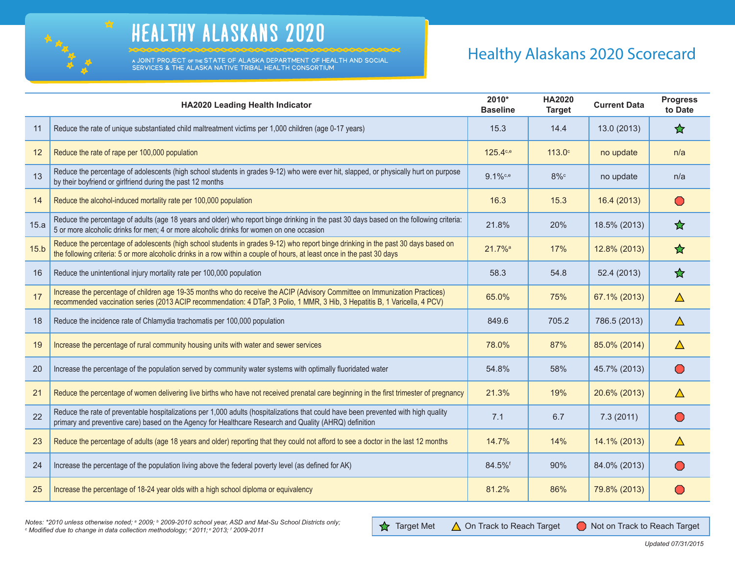# HEALTHY ALASKANS 2020

A JOINT PROJECT OF THE STATE OF ALASKA DEPARTMENT OF HEALTH AND SOCIAL SERVICES & THE ALASKA NATIVE TRIBAL HEALTH CONSORTIUM

## Healthy Alaskans 2020 Scorecard

| | HA2020 Leading Health Indicator | 2010* Baseline | HA2020 Target | Current Data | Progress to Date |
|---|---|---|---|---|---|
| 11 | Reduce the rate of unique substantiated child maltreatment victims per 1,000 children (age 0-17 years) | 15.3 | 14.4 | 13.0 (2013) | Target Met |
| 12 | Reduce the rate of rape per 100,000 population | 125.4[c,e] | 113.0[c] | no update | n/a |
| 13 | Reduce the percentage of adolescents (high school students in grades 9-12) who were ever hit, slapped, or physically hurt on purpose by their boyfriend or girlfriend during the past 12 months | 9.1%[c,e] | 8%[c] | no update | n/a |
| 14 | Reduce the alcohol-induced mortality rate per 100,000 population | 16.3 | 15.3 | 16.4 (2013) | Not on Track to Reach Target |
| 15.a | Reduce the percentage of adults (age 18 years and older) who report binge drinking in the past 30 days based on the following criteria: 5 or more alcoholic drinks for men; 4 or more alcoholic drinks for women on one occasion | 21.8% | 20% | 18.5% (2013) | Target Met |
| 15.b | Reduce the percentage of adolescents (high school students in grades 9-12) who report binge drinking in the past 30 days based on the following criteria: 5 or more alcoholic drinks in a row within a couple of hours, at least once in the past 30 days | 21.7%[a] | 17% | 12.8% (2013) | Target Met |
| 16 | Reduce the unintentional injury mortality rate per 100,000 population | 58.3 | 54.8 | 52.4 (2013) | Target Met |
| 17 | Increase the percentage of children age 19-35 months who do receive the ACIP (Advisory Committee on Immunization Practices) recommended vaccination series (2013 ACIP recommendation: 4 DTaP, 3 Polio, 1 MMR, 3 Hib, 3 Hepatitis B, 1 Varicella, 4 PCV) | 65.0% | 75% | 67.1% (2013) | On Track to Reach Target |
| 18 | Reduce the incidence rate of Chlamydia trachomatis per 100,000 population | 849.6 | 705.2 | 786.5 (2013) | On Track to Reach Target |
| 19 | Increase the percentage of rural community housing units with water and sewer services | 78.0% | 87% | 85.0% (2014) | On Track to Reach Target |
| 20 | Increase the percentage of the population served by community water systems with optimally fluoridated water | 54.8% | 58% | 45.7% (2013) | Not on Track to Reach Target |
| 21 | Reduce the percentage of women delivering live births who have not received prenatal care beginning in the first trimester of pregnancy | 21.3% | 19% | 20.6% (2013) | On Track to Reach Target |
| 22 | Reduce the rate of preventable hospitalizations per 1,000 adults (hospitalizations that could have been prevented with high quality primary and preventive care) based on the Agency for Healthcare Research and Quality (AHRQ) definition | 7.1 | 6.7 | 7.3 (2011) | Not on Track to Reach Target |
| 23 | Reduce the percentage of adults (age 18 years and older) reporting that they could not afford to see a doctor in the last 12 months | 14.7% | 14% | 14.1% (2013) | On Track to Reach Target |
| 24 | Increase the percentage of the population living above the federal poverty level (as defined for AK) | 84.5%[f] | 90% | 84.0% (2013) | Not on Track to Reach Target |
| 25 | Increase the percentage of 18-24 year olds with a high school diploma or equivalency | 81.2% | 86% | 79.8% (2013) | Not on Track to Reach Target |

*Notes: \*2010 unless otherwise noted; [a] 2009; [b] 2009-2010 school year, ASD and Mat-Su School Districts only; [c] Modified due to change in data collection methodology; [d] 2011; [e] 2013; [f] 2009-2011*

Legend: ☆ Target Met; △ On Track to Reach Target; ⬣ Not on Track to Reach Target

*Updated 07/31/2015*